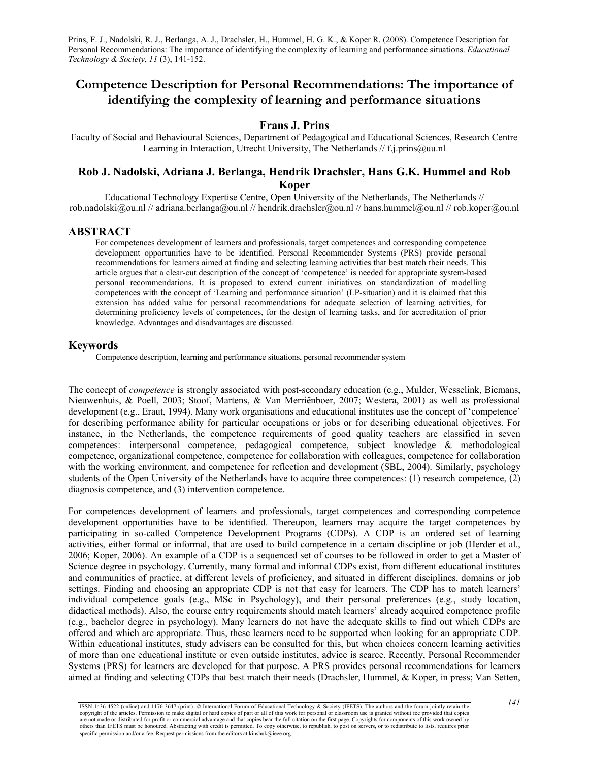Prins, F. J., Nadolski, R. J., Berlanga, A. J., Drachsler, H., Hummel, H. G. K., & Koper R. (2008). Competence Description for Personal Recommendations: The importance of identifying the complexity of learning and performance situations. *Educational Technology & Society*, *11* (3), 141-152.

# Competence Description for Personal Recommendations: The importance of identifying the complexity of learning and performance situations

### Frans J. Prins

Faculty of Social and Behavioural Sciences, Department of Pedagogical and Educational Sciences, Research Centre Learning in Interaction, Utrecht University, The Netherlands // f.j.prins@uu.nl

### Rob J. Nadolski, Adriana J. Berlanga, Hendrik Drachsler, Hans G.K. Hummel and Rob Koper

Educational Technology Expertise Centre, Open University of the Netherlands, The Netherlands // rob.nadolski@ou.nl // adriana.berlanga@ou.nl // hendrik.drachsler@ou.nl // hans.hummel@ou.nl // rob.koper@ou.nl

## ABSTRACT

For competences development of learners and professionals, target competences and corresponding competence development opportunities have to be identified. Personal Recommender Systems (PRS) provide personal recommendations for learners aimed at finding and selecting learning activities that best match their needs. This article argues that a clear-cut description of the concept of 'competence' is needed for appropriate system-based personal recommendations. It is proposed to extend current initiatives on standardization of modelling competences with the concept of 'Learning and performance situation' (LP-situation) and it is claimed that this extension has added value for personal recommendations for adequate selection of learning activities, for determining proficiency levels of competences, for the design of learning tasks, and for accreditation of prior knowledge. Advantages and disadvantages are discussed.

## Keywords

Competence description, learning and performance situations, personal recommender system

The concept of *competence* is strongly associated with post-secondary education (e.g., Mulder, Wesselink, Biemans, Nieuwenhuis, & Poell, 2003; Stoof, Martens, & Van Merriënboer, 2007; Westera, 2001) as well as professional development (e.g., Eraut, 1994). Many work organisations and educational institutes use the concept of 'competence' for describing performance ability for particular occupations or jobs or for describing educational objectives. For instance, in the Netherlands, the competence requirements of good quality teachers are classified in seven competences: interpersonal competence, pedagogical competence, subject knowledge & methodological competence, organizational competence, competence for collaboration with colleagues, competence for collaboration with the working environment, and competence for reflection and development (SBL, 2004). Similarly, psychology students of the Open University of the Netherlands have to acquire three competences: (1) research competence, (2) diagnosis competence, and (3) intervention competence.

For competences development of learners and professionals, target competences and corresponding competence development opportunities have to be identified. Thereupon, learners may acquire the target competences by participating in so-called Competence Development Programs (CDPs). A CDP is an ordered set of learning activities, either formal or informal, that are used to build competence in a certain discipline or job (Herder et al., 2006; Koper, 2006). An example of a CDP is a sequenced set of courses to be followed in order to get a Master of Science degree in psychology. Currently, many formal and informal CDPs exist, from different educational institutes and communities of practice, at different levels of proficiency, and situated in different disciplines, domains or job settings. Finding and choosing an appropriate CDP is not that easy for learners. The CDP has to match learners' individual competence goals (e.g., MSc in Psychology), and their personal preferences (e.g., study location, didactical methods). Also, the course entry requirements should match learners' already acquired competence profile (e.g., bachelor degree in psychology). Many learners do not have the adequate skills to find out which CDPs are offered and which are appropriate. Thus, these learners need to be supported when looking for an appropriate CDP. Within educational institutes, study advisers can be consulted for this, but when choices concern learning activities of more than one educational institute or even outside institutes, advice is scarce. Recently, Personal Recommender Systems (PRS) for learners are developed for that purpose. A PRS provides personal recommendations for learners aimed at finding and selecting CDPs that best match their needs (Drachsler, Hummel, & Koper, in press; Van Setten,

ISSN 1436-4522 (online) and 1176-3647 (print). © International Forum of Educational Technology & Society (IFETS). The authors and the forum jointly retain the copyright of the articles. Permission to make digital or hard copies of part or all of this work for personal or classroom use is granted without fee provided that copies are not made or distributed for profit or commercial advantage and that copies bear the full citation on the first page. Copyrights for components of this work owned by others than IFETS must be honoured. Abstracting with credit is permitted. To copy otherwise, to republish, to post on servers, or to redistribute to lists, requires prior specific permission and/or a fee. Request permissions from the editors at kinshuk@ieee.org.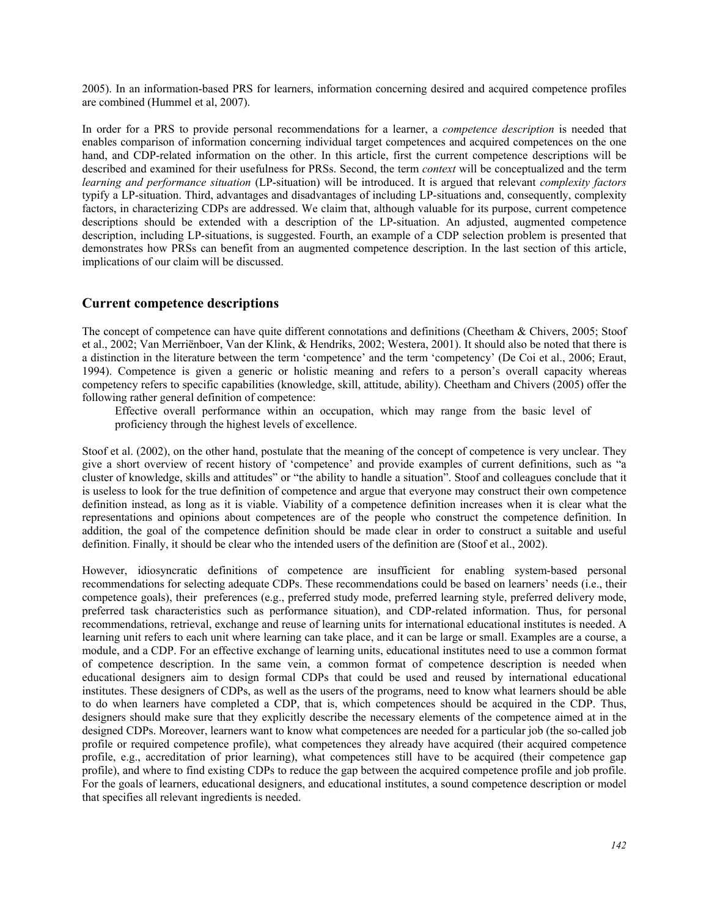2005). In an information-based PRS for learners, information concerning desired and acquired competence profiles are combined (Hummel et al, 2007).

In order for a PRS to provide personal recommendations for a learner, a *competence description* is needed that enables comparison of information concerning individual target competences and acquired competences on the one hand, and CDP-related information on the other. In this article, first the current competence descriptions will be described and examined for their usefulness for PRSs. Second, the term *context* will be conceptualized and the term *learning and performance situation* (LP-situation) will be introduced. It is argued that relevant *complexity factors* typify a LP-situation. Third, advantages and disadvantages of including LP-situations and, consequently, complexity factors, in characterizing CDPs are addressed. We claim that, although valuable for its purpose, current competence descriptions should be extended with a description of the LP-situation. An adjusted, augmented competence description, including LP-situations, is suggested. Fourth, an example of a CDP selection problem is presented that demonstrates how PRSs can benefit from an augmented competence description. In the last section of this article, implications of our claim will be discussed.

## Current competence descriptions

The concept of competence can have quite different connotations and definitions (Cheetham & Chivers, 2005; Stoof et al., 2002; Van Merriënboer, Van der Klink, & Hendriks, 2002; Westera, 2001). It should also be noted that there is a distinction in the literature between the term 'competence' and the term 'competency' (De Coi et al., 2006; Eraut, 1994). Competence is given a generic or holistic meaning and refers to a person's overall capacity whereas competency refers to specific capabilities (knowledge, skill, attitude, ability). Cheetham and Chivers (2005) offer the following rather general definition of competence:

> Effective overall performance within an occupation, which may range from the basic level of proficiency through the highest levels of excellence.

Stoof et al. (2002), on the other hand, postulate that the meaning of the concept of competence is very unclear. They give a short overview of recent history of 'competence' and provide examples of current definitions, such as "a cluster of knowledge, skills and attitudes" or "the ability to handle a situation". Stoof and colleagues conclude that it is useless to look for the true definition of competence and argue that everyone may construct their own competence definition instead, as long as it is viable. Viability of a competence definition increases when it is clear what the representations and opinions about competences are of the people who construct the competence definition. In addition, the goal of the competence definition should be made clear in order to construct a suitable and useful definition. Finally, it should be clear who the intended users of the definition are (Stoof et al., 2002).

However, idiosyncratic definitions of competence are insufficient for enabling system-based personal recommendations for selecting adequate CDPs. These recommendations could be based on learners' needs (i.e., their competence goals), their preferences (e.g., preferred study mode, preferred learning style, preferred delivery mode, preferred task characteristics such as performance situation), and CDP-related information. Thus, for personal recommendations, retrieval, exchange and reuse of learning units for international educational institutes is needed. A learning unit refers to each unit where learning can take place, and it can be large or small. Examples are a course, a module, and a CDP. For an effective exchange of learning units, educational institutes need to use a common format of competence description. In the same vein, a common format of competence description is needed when educational designers aim to design formal CDPs that could be used and reused by international educational institutes. These designers of CDPs, as well as the users of the programs, need to know what learners should be able to do when learners have completed a CDP, that is, which competences should be acquired in the CDP. Thus, designers should make sure that they explicitly describe the necessary elements of the competence aimed at in the designed CDPs. Moreover, learners want to know what competences are needed for a particular job (the so-called job profile or required competence profile), what competences they already have acquired (their acquired competence profile, e.g., accreditation of prior learning), what competences still have to be acquired (their competence gap profile), and where to find existing CDPs to reduce the gap between the acquired competence profile and job profile. For the goals of learners, educational designers, and educational institutes, a sound competence description or model that specifies all relevant ingredients is needed.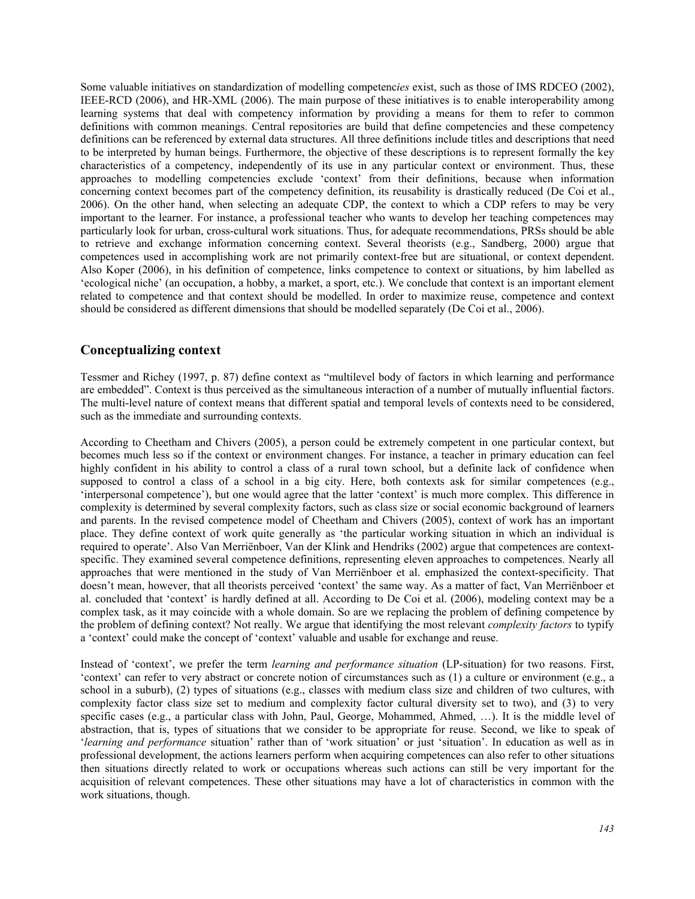Some valuable initiatives on standardization of modelling competenc*ies* exist, such as those of IMS RDCEO (2002), IEEE-RCD (2006), and HR-XML (2006). The main purpose of these initiatives is to enable interoperability among learning systems that deal with competency information by providing a means for them to refer to common definitions with common meanings. Central repositories are build that define competencies and these competency definitions can be referenced by external data structures. All three definitions include titles and descriptions that need to be interpreted by human beings. Furthermore, the objective of these descriptions is to represent formally the key characteristics of a competency, independently of its use in any particular context or environment. Thus, these approaches to modelling competencies exclude 'context' from their definitions, because when information concerning context becomes part of the competency definition, its reusability is drastically reduced (De Coi et al., 2006). On the other hand, when selecting an adequate CDP, the context to which a CDP refers to may be very important to the learner. For instance, a professional teacher who wants to develop her teaching competences may particularly look for urban, cross-cultural work situations. Thus, for adequate recommendations, PRSs should be able to retrieve and exchange information concerning context. Several theorists (e.g., Sandberg, 2000) argue that competences used in accomplishing work are not primarily context-free but are situational, or context dependent. Also Koper (2006), in his definition of competence, links competence to context or situations, by him labelled as 'ecological niche' (an occupation, a hobby, a market, a sport, etc.). We conclude that context is an important element related to competence and that context should be modelled. In order to maximize reuse, competence and context should be considered as different dimensions that should be modelled separately (De Coi et al., 2006).

## Conceptualizing context

Tessmer and Richey (1997, p. 87) define context as "multilevel body of factors in which learning and performance are embedded". Context is thus perceived as the simultaneous interaction of a number of mutually influential factors. The multi-level nature of context means that different spatial and temporal levels of contexts need to be considered, such as the immediate and surrounding contexts.

According to Cheetham and Chivers (2005), a person could be extremely competent in one particular context, but becomes much less so if the context or environment changes. For instance, a teacher in primary education can feel highly confident in his ability to control a class of a rural town school, but a definite lack of confidence when supposed to control a class of a school in a big city. Here, both contexts ask for similar competences (e.g., 'interpersonal competence'), but one would agree that the latter 'context' is much more complex. This difference in complexity is determined by several complexity factors, such as class size or social economic background of learners and parents. In the revised competence model of Cheetham and Chivers (2005), context of work has an important place. They define context of work quite generally as 'the particular working situation in which an individual is required to operate'. Also Van Merriënboer, Van der Klink and Hendriks (2002) argue that competences are context-specific. They examined several competence definitions, representing eleven approaches to competences. Nearly all approaches that were mentioned in the study of Van Merriënboer et al. emphasized the context-specificity. That doesn't mean, however, that all theorists perceived 'context' the same way. As a matter of fact, Van Merriënboer et al. concluded that 'context' is hardly defined at all. According to De Coi et al. (2006), modeling context may be a complex task, as it may coincide with a whole domain. So are we replacing the problem of defining competence by the problem of defining context? Not really. We argue that identifying the most relevant *complexity factors* to typify a 'context' could make the concept of 'context' valuable and usable for exchange and reuse.

Instead of 'context', we prefer the term *learning and performance situation* (LP-situation) for two reasons. First, 'context' can refer to very abstract or concrete notion of circumstances such as (1) a culture or environment (e.g., a school in a suburb), (2) types of situations (e.g., classes with medium class size and children of two cultures, with complexity factor class size set to medium and complexity factor cultural diversity set to two), and (3) to very specific cases (e.g., a particular class with John, Paul, George, Mohammed, Ahmed, …). It is the middle level of abstraction, that is, types of situations that we consider to be appropriate for reuse. Second, we like to speak of '*learning and performance* situation' rather than of 'work situation' or just 'situation'. In education as well as in professional development, the actions learners perform when acquiring competences can also refer to other situations then situations directly related to work or occupations whereas such actions can still be very important for the acquisition of relevant competences. These other situations may have a lot of characteristics in common with the work situations, though.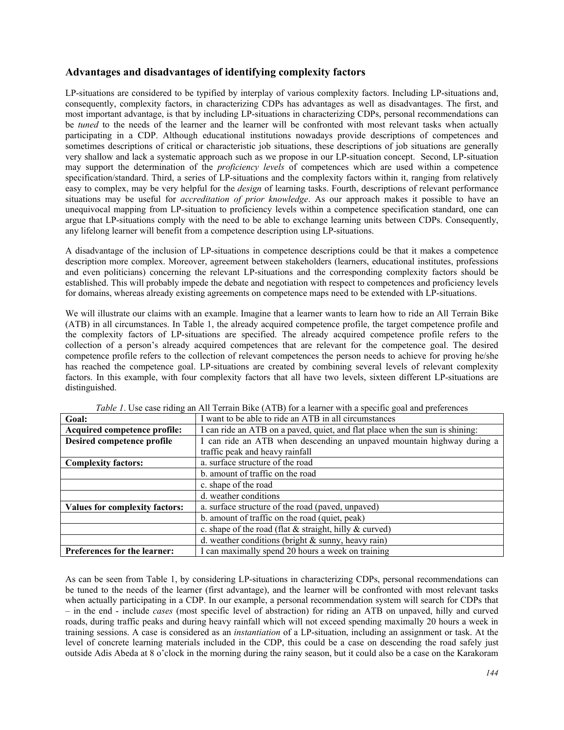## Advantages and disadvantages of identifying complexity factors

LP-situations are considered to be typified by interplay of various complexity factors. Including LP-situations and, consequently, complexity factors, in characterizing CDPs has advantages as well as disadvantages. The first, and most important advantage, is that by including LP-situations in characterizing CDPs, personal recommendations can be *tuned* to the needs of the learner and the learner will be confronted with most relevant tasks when actually participating in a CDP. Although educational institutions nowadays provide descriptions of competences and sometimes descriptions of critical or characteristic job situations, these descriptions of job situations are generally very shallow and lack a systematic approach such as we propose in our LP-situation concept. Second, LP-situation may support the determination of the *proficiency levels* of competences which are used within a competence specification/standard. Third, a series of LP-situations and the complexity factors within it, ranging from relatively easy to complex, may be very helpful for the *design* of learning tasks. Fourth, descriptions of relevant performance situations may be useful for *accreditation of prior knowledge*. As our approach makes it possible to have an unequivocal mapping from LP-situation to proficiency levels within a competence specification standard, one can argue that LP-situations comply with the need to be able to exchange learning units between CDPs. Consequently, any lifelong learner will benefit from a competence description using LP-situations.

A disadvantage of the inclusion of LP-situations in competence descriptions could be that it makes a competence description more complex. Moreover, agreement between stakeholders (learners, educational institutes, professions and even politicians) concerning the relevant LP-situations and the corresponding complexity factors should be established. This will probably impede the debate and negotiation with respect to competences and proficiency levels for domains, whereas already existing agreements on competence maps need to be extended with LP-situations.

We will illustrate our claims with an example. Imagine that a learner wants to learn how to ride an All Terrain Bike (ATB) in all circumstances. In Table 1, the already acquired competence profile, the target competence profile and the complexity factors of LP-situations are specified. The already acquired competence profile refers to the collection of a person's already acquired competences that are relevant for the competence goal. The desired competence profile refers to the collection of relevant competences the person needs to achieve for proving he/she has reached the competence goal. LP-situations are created by combining several levels of relevant complexity factors. In this example, with four complexity factors that all have two levels, sixteen different LP-situations are distinguished.

*Table 1*. Use case riding an All Terrain Bike (ATB) for a learner with a specific goal and preferences

| **Goal:** | I want to be able to ride an ATB in all circumstances |
|---|---|
| **Acquired competence profile:** | I can ride an ATB on a paved, quiet, and flat place when the sun is shining: |
| **Desired competence profile** | I can ride an ATB when descending an unpaved mountain highway during a traffic peak and heavy rainfall |
| **Complexity factors:** | a. surface structure of the road |
| | b. amount of traffic on the road |
| | c. shape of the road |
| | d. weather conditions |
| **Values for complexity factors:** | a. surface structure of the road (paved, unpaved) |
| | b. amount of traffic on the road (quiet, peak) |
| | c. shape of the road (flat & straight, hilly & curved) |
| | d. weather conditions (bright & sunny, heavy rain) |
| **Preferences for the learner:** | I can maximally spend 20 hours a week on training |

As can be seen from Table 1, by considering LP-situations in characterizing CDPs, personal recommendations can be tuned to the needs of the learner (first advantage), and the learner will be confronted with most relevant tasks when actually participating in a CDP. In our example, a personal recommendation system will search for CDPs that – in the end - include *cases* (most specific level of abstraction) for riding an ATB on unpaved, hilly and curved roads, during traffic peaks and during heavy rainfall which will not exceed spending maximally 20 hours a week in training sessions. A case is considered as an *instantiation* of a LP-situation, including an assignment or task. At the level of concrete learning materials included in the CDP, this could be a case on descending the road safely just outside Adis Abeda at 8 o'clock in the morning during the rainy season, but it could also be a case on the Karakoram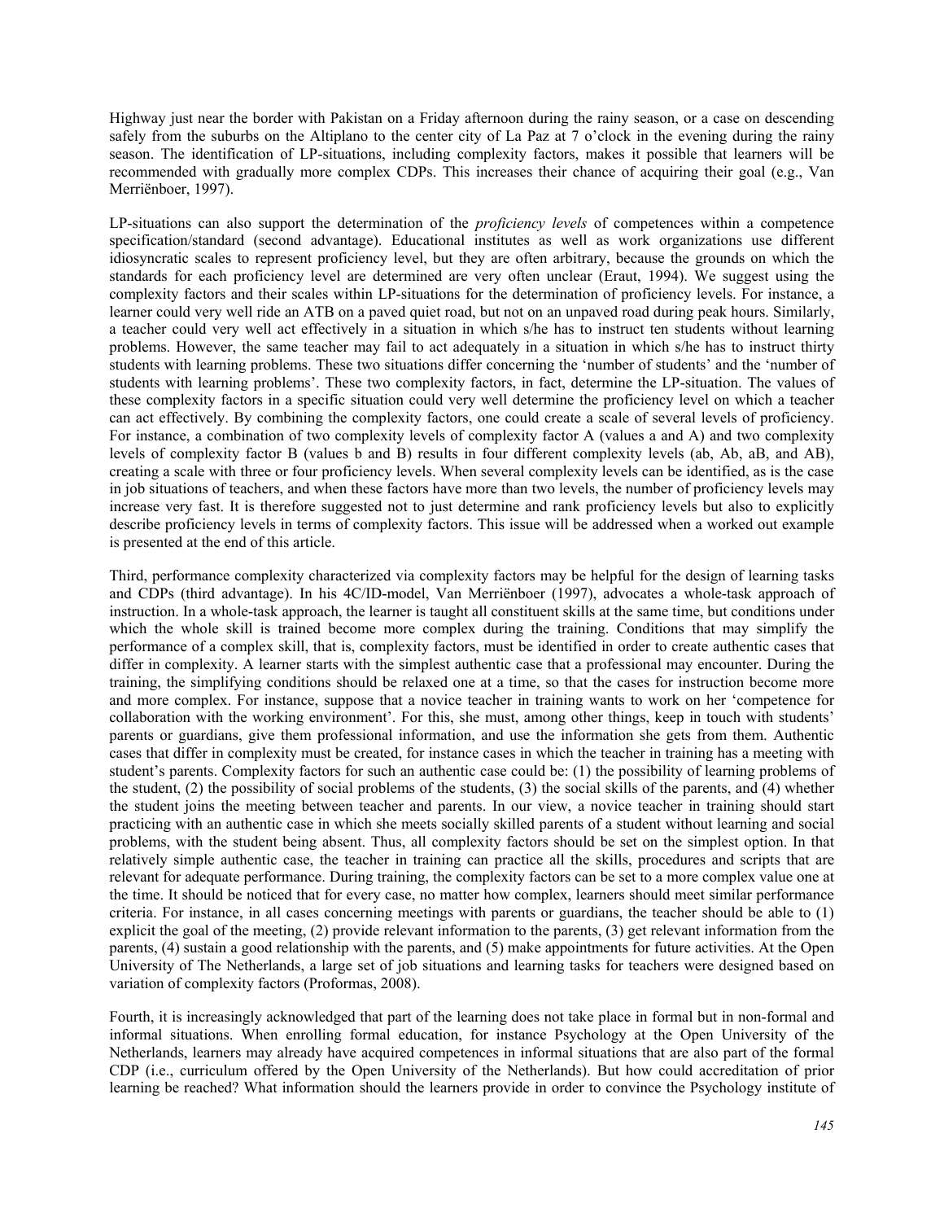Highway just near the border with Pakistan on a Friday afternoon during the rainy season, or a case on descending safely from the suburbs on the Altiplano to the center city of La Paz at 7 o'clock in the evening during the rainy season. The identification of LP-situations, including complexity factors, makes it possible that learners will be recommended with gradually more complex CDPs. This increases their chance of acquiring their goal (e.g., Van Merriënboer, 1997).

LP-situations can also support the determination of the *proficiency levels* of competences within a competence specification/standard (second advantage). Educational institutes as well as work organizations use different idiosyncratic scales to represent proficiency level, but they are often arbitrary, because the grounds on which the standards for each proficiency level are determined are very often unclear (Eraut, 1994). We suggest using the complexity factors and their scales within LP-situations for the determination of proficiency levels. For instance, a learner could very well ride an ATB on a paved quiet road, but not on an unpaved road during peak hours. Similarly, a teacher could very well act effectively in a situation in which s/he has to instruct ten students without learning problems. However, the same teacher may fail to act adequately in a situation in which s/he has to instruct thirty students with learning problems. These two situations differ concerning the 'number of students' and the 'number of students with learning problems'. These two complexity factors, in fact, determine the LP-situation. The values of these complexity factors in a specific situation could very well determine the proficiency level on which a teacher can act effectively. By combining the complexity factors, one could create a scale of several levels of proficiency. For instance, a combination of two complexity levels of complexity factor A (values a and A) and two complexity levels of complexity factor B (values b and B) results in four different complexity levels (ab, Ab, aB, and AB), creating a scale with three or four proficiency levels. When several complexity levels can be identified, as is the case in job situations of teachers, and when these factors have more than two levels, the number of proficiency levels may increase very fast. It is therefore suggested not to just determine and rank proficiency levels but also to explicitly describe proficiency levels in terms of complexity factors. This issue will be addressed when a worked out example is presented at the end of this article.

Third, performance complexity characterized via complexity factors may be helpful for the design of learning tasks and CDPs (third advantage). In his 4C/ID-model, Van Merriënboer (1997), advocates a whole-task approach of instruction. In a whole-task approach, the learner is taught all constituent skills at the same time, but conditions under which the whole skill is trained become more complex during the training. Conditions that may simplify the performance of a complex skill, that is, complexity factors, must be identified in order to create authentic cases that differ in complexity. A learner starts with the simplest authentic case that a professional may encounter. During the training, the simplifying conditions should be relaxed one at a time, so that the cases for instruction become more and more complex. For instance, suppose that a novice teacher in training wants to work on her 'competence for collaboration with the working environment'. For this, she must, among other things, keep in touch with students' parents or guardians, give them professional information, and use the information she gets from them. Authentic cases that differ in complexity must be created, for instance cases in which the teacher in training has a meeting with student's parents. Complexity factors for such an authentic case could be: (1) the possibility of learning problems of the student, (2) the possibility of social problems of the students, (3) the social skills of the parents, and (4) whether the student joins the meeting between teacher and parents. In our view, a novice teacher in training should start practicing with an authentic case in which she meets socially skilled parents of a student without learning and social problems, with the student being absent. Thus, all complexity factors should be set on the simplest option. In that relatively simple authentic case, the teacher in training can practice all the skills, procedures and scripts that are relevant for adequate performance. During training, the complexity factors can be set to a more complex value one at the time. It should be noticed that for every case, no matter how complex, learners should meet similar performance criteria. For instance, in all cases concerning meetings with parents or guardians, the teacher should be able to (1) explicit the goal of the meeting, (2) provide relevant information to the parents, (3) get relevant information from the parents, (4) sustain a good relationship with the parents, and (5) make appointments for future activities. At the Open University of The Netherlands, a large set of job situations and learning tasks for teachers were designed based on variation of complexity factors (Proformas, 2008).

Fourth, it is increasingly acknowledged that part of the learning does not take place in formal but in non-formal and informal situations. When enrolling formal education, for instance Psychology at the Open University of the Netherlands, learners may already have acquired competences in informal situations that are also part of the formal CDP (i.e., curriculum offered by the Open University of the Netherlands). But how could accreditation of prior learning be reached? What information should the learners provide in order to convince the Psychology institute of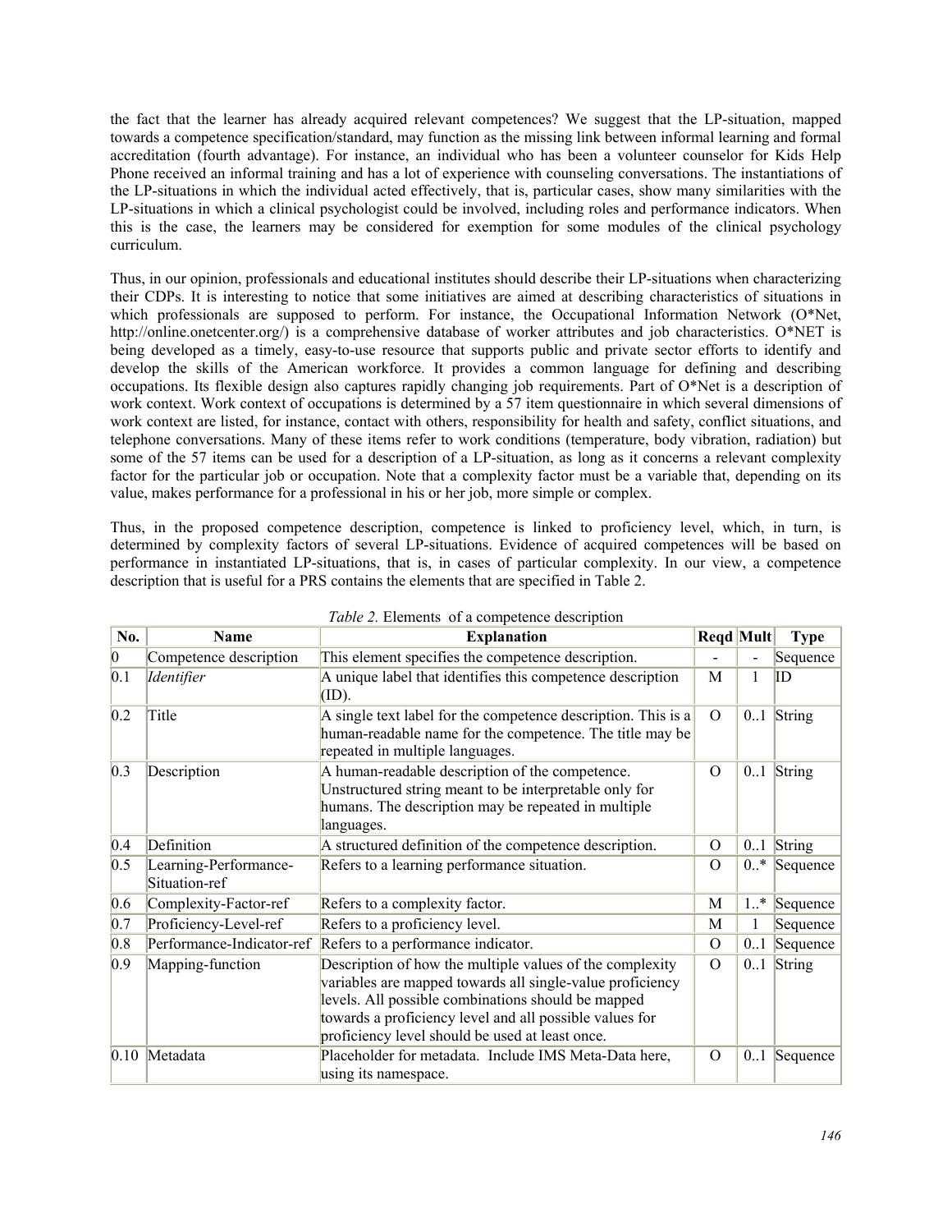the fact that the learner has already acquired relevant competences? We suggest that the LP-situation, mapped towards a competence specification/standard, may function as the missing link between informal learning and formal accreditation (fourth advantage). For instance, an individual who has been a volunteer counselor for Kids Help Phone received an informal training and has a lot of experience with counseling conversations. The instantiations of the LP-situations in which the individual acted effectively, that is, particular cases, show many similarities with the LP-situations in which a clinical psychologist could be involved, including roles and performance indicators. When this is the case, the learners may be considered for exemption for some modules of the clinical psychology curriculum.

Thus, in our opinion, professionals and educational institutes should describe their LP-situations when characterizing their CDPs. It is interesting to notice that some initiatives are aimed at describing characteristics of situations in which professionals are supposed to perform. For instance, the Occupational Information Network (O*Net, http://online.onetcenter.org/) is a comprehensive database of worker attributes and job characteristics. O*NET is being developed as a timely, easy-to-use resource that supports public and private sector efforts to identify and develop the skills of the American workforce. It provides a common language for defining and describing occupations. Its flexible design also captures rapidly changing job requirements. Part of O*Net is a description of work context. Work context of occupations is determined by a 57 item questionnaire in which several dimensions of work context are listed, for instance, contact with others, responsibility for health and safety, conflict situations, and telephone conversations. Many of these items refer to work conditions (temperature, body vibration, radiation) but some of the 57 items can be used for a description of a LP-situation, as long as it concerns a relevant complexity factor for the particular job or occupation. Note that a complexity factor must be a variable that, depending on its value, makes performance for a professional in his or her job, more simple or complex.

Thus, in the proposed competence description, competence is linked to proficiency level, which, in turn, is determined by complexity factors of several LP-situations. Evidence of acquired competences will be based on performance in instantiated LP-situations, that is, in cases of particular complexity. In our view, a competence description that is useful for a PRS contains the elements that are specified in Table 2.

*Table 2.* Elements of a competence description

| No. | Name | Explanation | Reqd | Mult | Type |
|---|---|---|---|---|---|
| 0 | Competence description | This element specifies the competence description. | - | - | Sequence |
| 0.1 | *Identifier* | A unique label that identifies this competence description (ID). | M | 1 | ID |
| 0.2 | Title | A single text label for the competence description. This is a human-readable name for the competence. The title may be repeated in multiple languages. | O | 0..1 | String |
| 0.3 | Description | A human-readable description of the competence. Unstructured string meant to be interpretable only for humans. The description may be repeated in multiple languages. | O | 0..1 | String |
| 0.4 | Definition | A structured definition of the competence description. | O | 0..1 | String |
| 0.5 | Learning-Performance-Situation-ref | Refers to a learning performance situation. | O | 0..* | Sequence |
| 0.6 | Complexity-Factor-ref | Refers to a complexity factor. | M | 1..* | Sequence |
| 0.7 | Proficiency-Level-ref | Refers to a proficiency level. | M | 1 | Sequence |
| 0.8 | Performance-Indicator-ref | Refers to a performance indicator. | O | 0..1 | Sequence |
| 0.9 | Mapping-function | Description of how the multiple values of the complexity variables are mapped towards all single-value proficiency levels. All possible combinations should be mapped towards a proficiency level and all possible values for proficiency level should be used at least once. | O | 0..1 | String |
| 0.10 | Metadata | Placeholder for metadata. Include IMS Meta-Data here, using its namespace. | O | 0..1 | Sequence |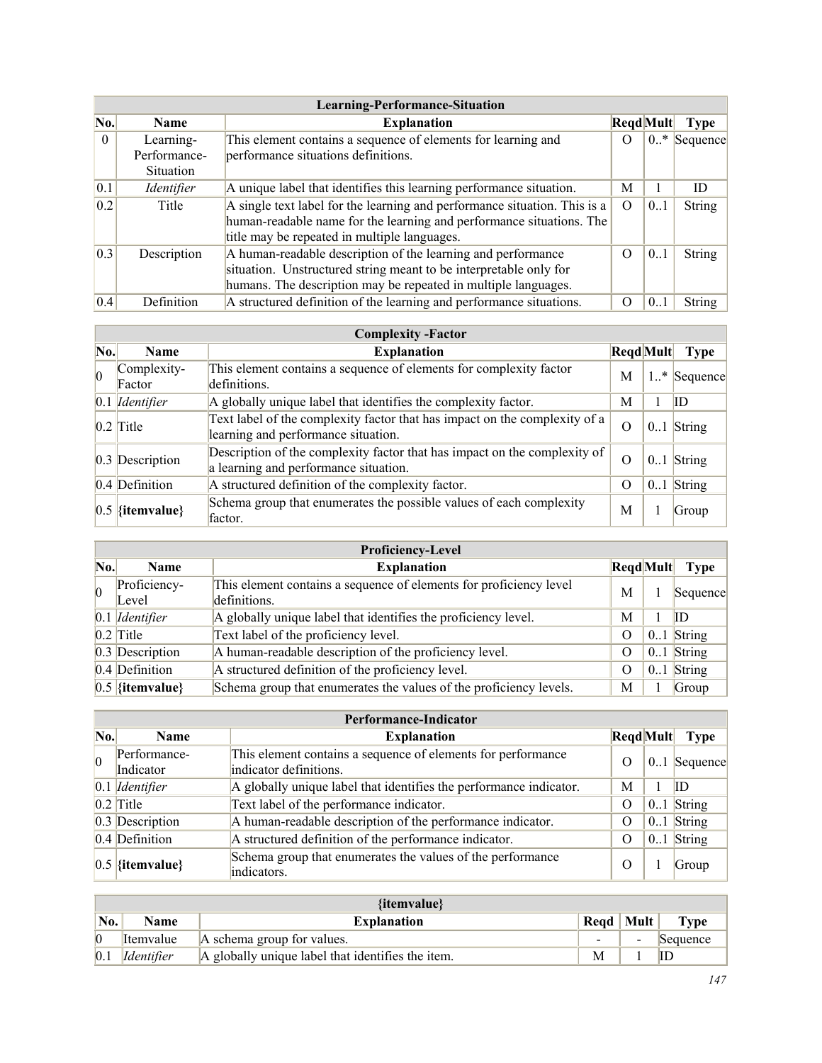| Learning-Performance-Situation | | | | | |
|---|---|---|---|---|---|
| **No.** | **Name** | **Explanation** | **Reqd** | **Mult** | **Type** |
| 0 | Learning-Performance-Situation | This element contains a sequence of elements for learning and performance situations definitions. | O | 0..* | Sequence |
| 0.1 | *Identifier* | A unique label that identifies this learning performance situation. | M | 1 | ID |
| 0.2 | Title | A single text label for the learning and performance situation. This is a human-readable name for the learning and performance situations. The title may be repeated in multiple languages. | O | 0..1 | String |
| 0.3 | Description | A human-readable description of the learning and performance situation. Unstructured string meant to be interpretable only for humans. The description may be repeated in multiple languages. | O | 0..1 | String |
| 0.4 | Definition | A structured definition of the learning and performance situations. | O | 0..1 | String |

| Complexity -Factor | | | | | |
|---|---|---|---|---|---|
| **No.** | **Name** | **Explanation** | **Reqd** | **Mult** | **Type** |
| 0 | Complexity-Factor | This element contains a sequence of elements for complexity factor definitions. | M | 1..* | Sequence |
| 0.1 | *Identifier* | A globally unique label that identifies the complexity factor. | M | 1 | ID |
| 0.2 | Title | Text label of the complexity factor that has impact on the complexity of a learning and performance situation. | O | 0..1 | String |
| 0.3 | Description | Description of the complexity factor that has impact on the complexity of a learning and performance situation. | O | 0..1 | String |
| 0.4 | Definition | A structured definition of the complexity factor. | O | 0..1 | String |
| 0.5 | **{itemvalue}** | Schema group that enumerates the possible values of each complexity factor. | M | 1 | Group |

| Proficiency-Level | | | | | |
|---|---|---|---|---|---|
| **No.** | **Name** | **Explanation** | **Reqd** | **Mult** | **Type** |
| 0 | Proficiency-Level | This element contains a sequence of elements for proficiency level definitions. | M | 1 | Sequence |
| 0.1 | *Identifier* | A globally unique label that identifies the proficiency level. | M | 1 | ID |
| 0.2 | Title | Text label of the proficiency level. | O | 0..1 | String |
| 0.3 | Description | A human-readable description of the proficiency level. | O | 0..1 | String |
| 0.4 | Definition | A structured definition of the proficiency level. | O | 0..1 | String |
| 0.5 | **{itemvalue}** | Schema group that enumerates the values of the proficiency levels. | M | 1 | Group |

| Performance-Indicator | | | | | |
|---|---|---|---|---|---|
| **No.** | **Name** | **Explanation** | **Reqd** | **Mult** | **Type** |
| 0 | Performance-Indicator | This element contains a sequence of elements for performance indicator definitions. | O | 0..1 | Sequence |
| 0.1 | *Identifier* | A globally unique label that identifies the performance indicator. | M | 1 | ID |
| 0.2 | Title | Text label of the performance indicator. | O | 0..1 | String |
| 0.3 | Description | A human-readable description of the performance indicator. | O | 0..1 | String |
| 0.4 | Definition | A structured definition of the performance indicator. | O | 0..1 | String |
| 0.5 | **{itemvalue}** | Schema group that enumerates the values of the performance indicators. | O | 1 | Group |

| {itemvalue} | | | | | |
|---|---|---|---|---|---|
| **No.** | **Name** | **Explanation** | **Reqd** | **Mult** | **Type** |
| 0 | Itemvalue | A schema group for values. | - | - | Sequence |
| 0.1 | *Identifier* | A globally unique label that identifies the item. | M | 1 | ID |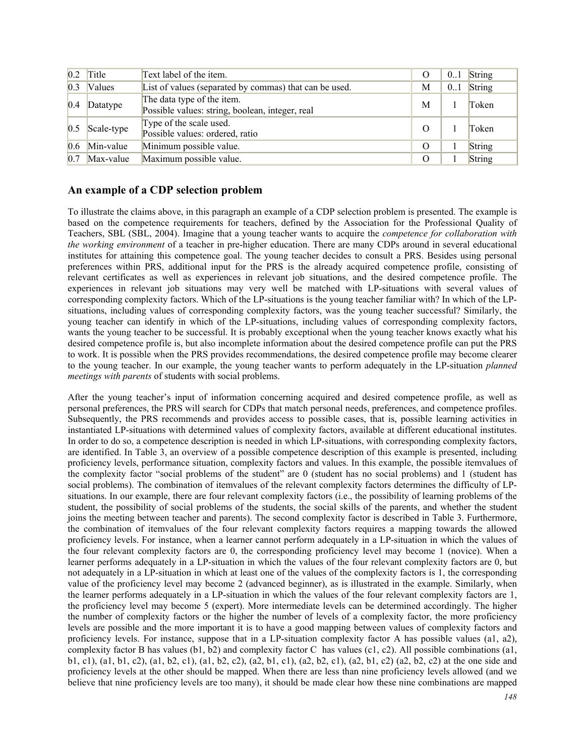| 0.2 | Title | Text label of the item. | O | 0..1 | String |
|---|---|---|---|---|---|
| 0.3 | Values | List of values (separated by commas) that can be used. | M | 0..1 | String |
| 0.4 | Datatype | The data type of the item.<br>Possible values: string, boolean, integer, real | M | 1 | Token |
| 0.5 | Scale-type | Type of the scale used.<br>Possible values: ordered, ratio | O | 1 | Token |
| 0.6 | Min-value | Minimum possible value. | O | 1 | String |
| 0.7 | Max-value | Maximum possible value. | O | 1 | String |

## An example of a CDP selection problem

To illustrate the claims above, in this paragraph an example of a CDP selection problem is presented. The example is based on the competence requirements for teachers, defined by the Association for the Professional Quality of Teachers, SBL (SBL, 2004). Imagine that a young teacher wants to acquire the *competence for collaboration with the working environment* of a teacher in pre-higher education. There are many CDPs around in several educational institutes for attaining this competence goal. The young teacher decides to consult a PRS. Besides using personal preferences within PRS, additional input for the PRS is the already acquired competence profile, consisting of relevant certificates as well as experiences in relevant job situations, and the desired competence profile. The experiences in relevant job situations may very well be matched with LP-situations with several values of corresponding complexity factors. Which of the LP-situations is the young teacher familiar with? In which of the LP-situations, including values of corresponding complexity factors, was the young teacher successful? Similarly, the young teacher can identify in which of the LP-situations, including values of corresponding complexity factors, wants the young teacher to be successful. It is probably exceptional when the young teacher knows exactly what his desired competence profile is, but also incomplete information about the desired competence profile can put the PRS to work. It is possible when the PRS provides recommendations, the desired competence profile may become clearer to the young teacher. In our example, the young teacher wants to perform adequately in the LP-situation *planned meetings with parents* of students with social problems.

After the young teacher's input of information concerning acquired and desired competence profile, as well as personal preferences, the PRS will search for CDPs that match personal needs, preferences, and competence profiles. Subsequently, the PRS recommends and provides access to possible cases, that is, possible learning activities in instantiated LP-situations with determined values of complexity factors, available at different educational institutes. In order to do so, a competence description is needed in which LP-situations, with corresponding complexity factors, are identified. In Table 3, an overview of a possible competence description of this example is presented, including proficiency levels, performance situation, complexity factors and values. In this example, the possible itemvalues of the complexity factor "social problems of the student" are 0 (student has no social problems) and 1 (student has social problems). The combination of itemvalues of the relevant complexity factors determines the difficulty of LP-situations. In our example, there are four relevant complexity factors (i.e., the possibility of learning problems of the student, the possibility of social problems of the students, the social skills of the parents, and whether the student joins the meeting between teacher and parents). The second complexity factor is described in Table 3. Furthermore, the combination of itemvalues of the four relevant complexity factors requires a mapping towards the allowed proficiency levels. For instance, when a learner cannot perform adequately in a LP-situation in which the values of the four relevant complexity factors are 0, the corresponding proficiency level may become 1 (novice). When a learner performs adequately in a LP-situation in which the values of the four relevant complexity factors are 0, but not adequately in a LP-situation in which at least one of the values of the complexity factors is 1, the corresponding value of the proficiency level may become 2 (advanced beginner), as is illustrated in the example. Similarly, when the learner performs adequately in a LP-situation in which the values of the four relevant complexity factors are 1, the proficiency level may become 5 (expert). More intermediate levels can be determined accordingly. The higher the number of complexity factors or the higher the number of levels of a complexity factor, the more proficiency levels are possible and the more important it is to have a good mapping between values of complexity factors and proficiency levels. For instance, suppose that in a LP-situation complexity factor A has possible values (a1, a2), complexity factor B has values (b1, b2) and complexity factor C has values (c1, c2). All possible combinations (a1, b1, c1), (a1, b1, c2), (a1, b2, c1), (a1, b2, c2), (a2, b1, c1), (a2, b2, c1), (a2, b1, c2) (a2, b2, c2) at the one side and proficiency levels at the other should be mapped. When there are less than nine proficiency levels allowed (and we believe that nine proficiency levels are too many), it should be made clear how these nine combinations are mapped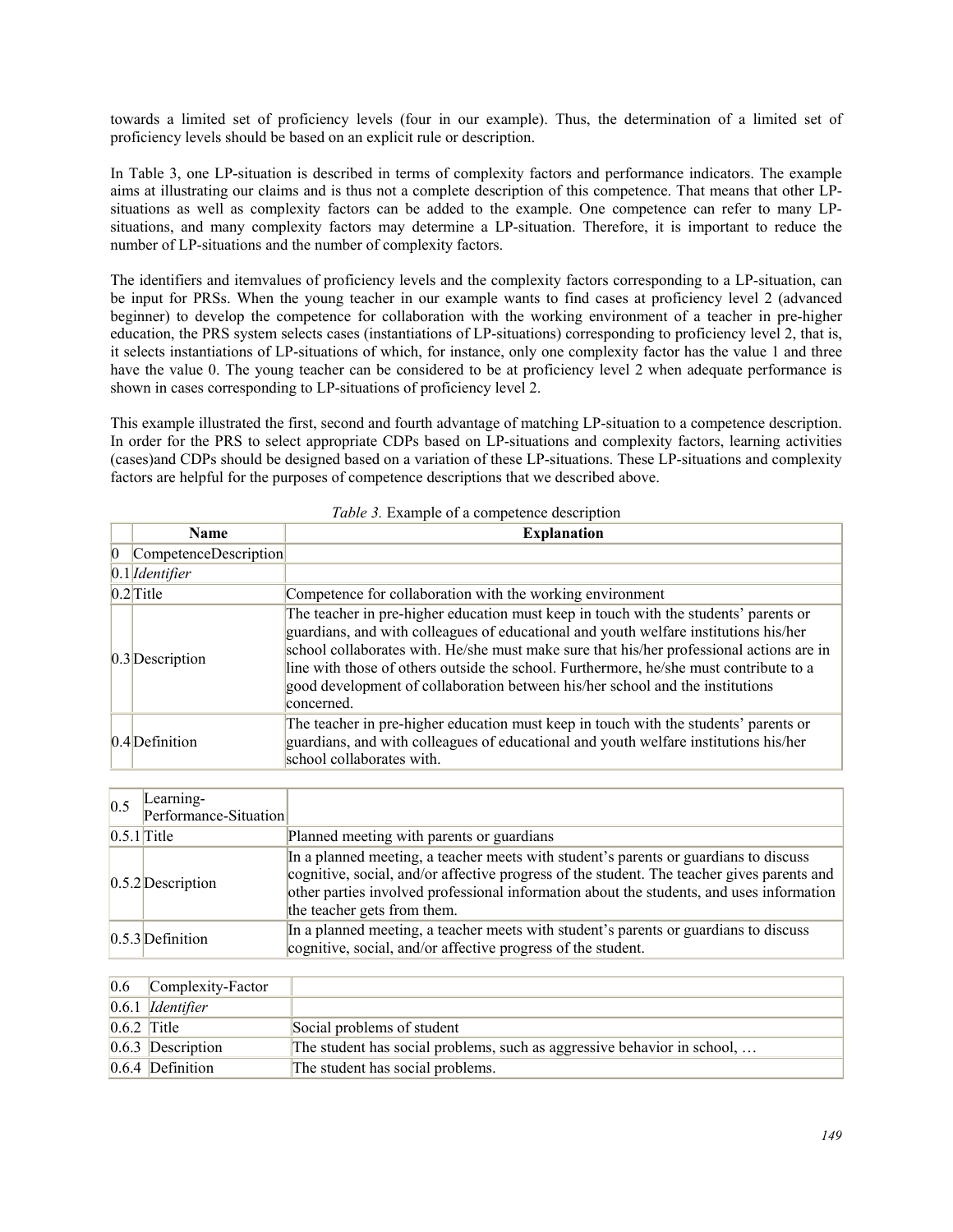towards a limited set of proficiency levels (four in our example). Thus, the determination of a limited set of proficiency levels should be based on an explicit rule or description.

In Table 3, one LP-situation is described in terms of complexity factors and performance indicators. The example aims at illustrating our claims and is thus not a complete description of this competence. That means that other LP-situations as well as complexity factors can be added to the example. One competence can refer to many LP-situations, and many complexity factors may determine a LP-situation. Therefore, it is important to reduce the number of LP-situations and the number of complexity factors.

The identifiers and itemvalues of proficiency levels and the complexity factors corresponding to a LP-situation, can be input for PRSs. When the young teacher in our example wants to find cases at proficiency level 2 (advanced beginner) to develop the competence for collaboration with the working environment of a teacher in pre-higher education, the PRS system selects cases (instantiations of LP-situations) corresponding to proficiency level 2, that is, it selects instantiations of LP-situations of which, for instance, only one complexity factor has the value 1 and three have the value 0. The young teacher can be considered to be at proficiency level 2 when adequate performance is shown in cases corresponding to LP-situations of proficiency level 2.

This example illustrated the first, second and fourth advantage of matching LP-situation to a competence description. In order for the PRS to select appropriate CDPs based on LP-situations and complexity factors, learning activities (cases)and CDPs should be designed based on a variation of these LP-situations. These LP-situations and complexity factors are helpful for the purposes of competence descriptions that we described above.

*Table 3.* Example of a competence description

| | Name | Explanation |
|---|---|---|
| 0 | CompetenceDescription | |
| 0.1 | *Identifier* | |
| 0.2 | Title | Competence for collaboration with the working environment |
| 0.3 | Description | The teacher in pre-higher education must keep in touch with the students' parents or guardians, and with colleagues of educational and youth welfare institutions his/her school collaborates with. He/she must make sure that his/her professional actions are in line with those of others outside the school. Furthermore, he/she must contribute to a good development of collaboration between his/her school and the institutions concerned. |
| 0.4 | Definition | The teacher in pre-higher education must keep in touch with the students' parents or guardians, and with colleagues of educational and youth welfare institutions his/her school collaborates with. |
| 0.5 | Learning-Performance-Situation | |
| 0.5.1 | Title | Planned meeting with parents or guardians |
| 0.5.2 | Description | In a planned meeting, a teacher meets with student's parents or guardians to discuss cognitive, social, and/or affective progress of the student. The teacher gives parents and other parties involved professional information about the students, and uses information the teacher gets from them. |
| 0.5.3 | Definition | In a planned meeting, a teacher meets with student's parents or guardians to discuss cognitive, social, and/or affective progress of the student. |
| 0.6 | Complexity-Factor | |
| 0.6.1 | *Identifier* | |
| 0.6.2 | Title | Social problems of student |
| 0.6.3 | Description | The student has social problems, such as aggressive behavior in school, … |
| 0.6.4 | Definition | The student has social problems. |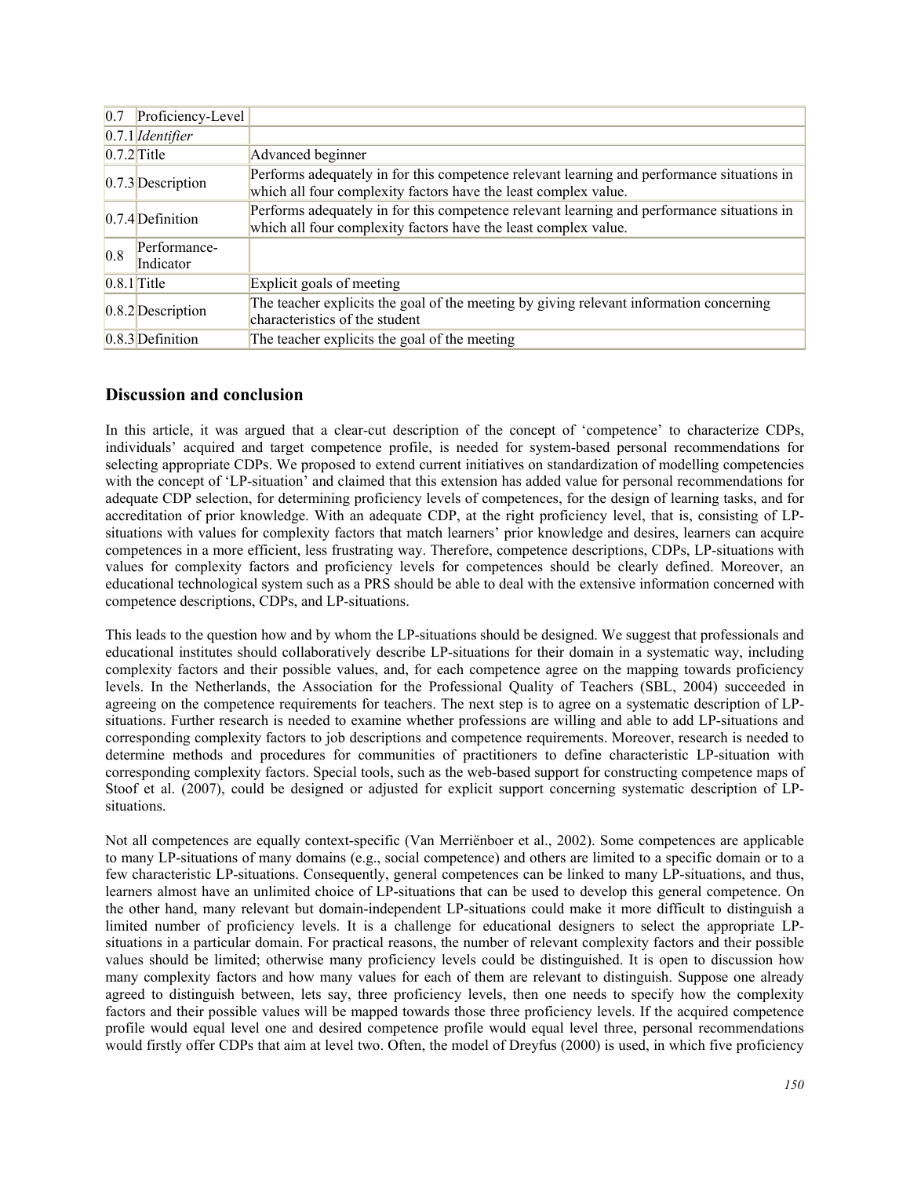| 0.7 | Proficiency-Level | |
|---|---|---|
| 0.7.1 | *Identifier* | |
| 0.7.2 | Title | Advanced beginner |
| 0.7.3 | Description | Performs adequately in for this competence relevant learning and performance situations in which all four complexity factors have the least complex value. |
| 0.7.4 | Definition | Performs adequately in for this competence relevant learning and performance situations in which all four complexity factors have the least complex value. |
| 0.8 | Performance-Indicator | |
| 0.8.1 | Title | Explicit goals of meeting |
| 0.8.2 | Description | The teacher explicits the goal of the meeting by giving relevant information concerning characteristics of the student |
| 0.8.3 | Definition | The teacher explicits the goal of the meeting |

## Discussion and conclusion

In this article, it was argued that a clear-cut description of the concept of 'competence' to characterize CDPs, individuals' acquired and target competence profile, is needed for system-based personal recommendations for selecting appropriate CDPs. We proposed to extend current initiatives on standardization of modelling competencies with the concept of 'LP-situation' and claimed that this extension has added value for personal recommendations for adequate CDP selection, for determining proficiency levels of competences, for the design of learning tasks, and for accreditation of prior knowledge. With an adequate CDP, at the right proficiency level, that is, consisting of LP-situations with values for complexity factors that match learners' prior knowledge and desires, learners can acquire competences in a more efficient, less frustrating way. Therefore, competence descriptions, CDPs, LP-situations with values for complexity factors and proficiency levels for competences should be clearly defined. Moreover, an educational technological system such as a PRS should be able to deal with the extensive information concerned with competence descriptions, CDPs, and LP-situations.

This leads to the question how and by whom the LP-situations should be designed. We suggest that professionals and educational institutes should collaboratively describe LP-situations for their domain in a systematic way, including complexity factors and their possible values, and, for each competence agree on the mapping towards proficiency levels. In the Netherlands, the Association for the Professional Quality of Teachers (SBL, 2004) succeeded in agreeing on the competence requirements for teachers. The next step is to agree on a systematic description of LP-situations. Further research is needed to examine whether professions are willing and able to add LP-situations and corresponding complexity factors to job descriptions and competence requirements. Moreover, research is needed to determine methods and procedures for communities of practitioners to define characteristic LP-situation with corresponding complexity factors. Special tools, such as the web-based support for constructing competence maps of Stoof et al. (2007), could be designed or adjusted for explicit support concerning systematic description of LP-situations.

Not all competences are equally context-specific (Van Merriënboer et al., 2002). Some competences are applicable to many LP-situations of many domains (e.g., social competence) and others are limited to a specific domain or to a few characteristic LP-situations. Consequently, general competences can be linked to many LP-situations, and thus, learners almost have an unlimited choice of LP-situations that can be used to develop this general competence. On the other hand, many relevant but domain-independent LP-situations could make it more difficult to distinguish a limited number of proficiency levels. It is a challenge for educational designers to select the appropriate LP-situations in a particular domain. For practical reasons, the number of relevant complexity factors and their possible values should be limited; otherwise many proficiency levels could be distinguished. It is open to discussion how many complexity factors and how many values for each of them are relevant to distinguish. Suppose one already agreed to distinguish between, lets say, three proficiency levels, then one needs to specify how the complexity factors and their possible values will be mapped towards those three proficiency levels. If the acquired competence profile would equal level one and desired competence profile would equal level three, personal recommendations would firstly offer CDPs that aim at level two. Often, the model of Dreyfus (2000) is used, in which five proficiency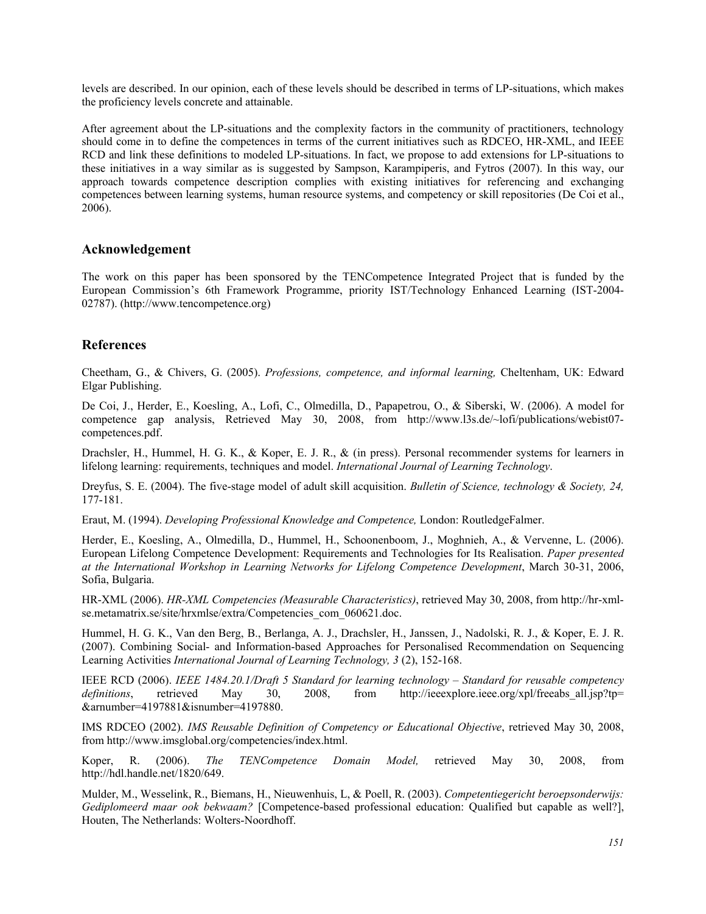levels are described. In our opinion, each of these levels should be described in terms of LP-situations, which makes the proficiency levels concrete and attainable.

After agreement about the LP-situations and the complexity factors in the community of practitioners, technology should come in to define the competences in terms of the current initiatives such as RDCEO, HR-XML, and IEEE RCD and link these definitions to modeled LP-situations. In fact, we propose to add extensions for LP-situations to these initiatives in a way similar as is suggested by Sampson, Karampiperis, and Fytros (2007). In this way, our approach towards competence description complies with existing initiatives for referencing and exchanging competences between learning systems, human resource systems, and competency or skill repositories (De Coi et al., 2006).

## Acknowledgement

The work on this paper has been sponsored by the TENCompetence Integrated Project that is funded by the European Commission's 6th Framework Programme, priority IST/Technology Enhanced Learning (IST-2004-02787). (http://www.tencompetence.org)

## References

Cheetham, G., & Chivers, G. (2005). *Professions, competence, and informal learning,* Cheltenham, UK: Edward Elgar Publishing.

De Coi, J., Herder, E., Koesling, A., Lofi, C., Olmedilla, D., Papapetrou, O., & Siberski, W. (2006). A model for competence gap analysis, Retrieved May 30, 2008, from http://www.l3s.de/~lofi/publications/webist07-competences.pdf.

Drachsler, H., Hummel, H. G. K., & Koper, E. J. R., & (in press). Personal recommender systems for learners in lifelong learning: requirements, techniques and model. *International Journal of Learning Technology*.

Dreyfus, S. E. (2004). The five-stage model of adult skill acquisition. *Bulletin of Science, technology & Society, 24,* 177-181.

Eraut, M. (1994). *Developing Professional Knowledge and Competence,* London: RoutledgeFalmer.

Herder, E., Koesling, A., Olmedilla, D., Hummel, H., Schoonenboom, J., Moghnieh, A., & Vervenne, L. (2006). European Lifelong Competence Development: Requirements and Technologies for Its Realisation. *Paper presented at the International Workshop in Learning Networks for Lifelong Competence Development*, March 30-31, 2006, Sofia, Bulgaria.

HR-XML (2006). *HR-XML Competencies (Measurable Characteristics)*, retrieved May 30, 2008, from http://hr-xml-se.metamatrix.se/site/hrxmlse/extra/Competencies_com_060621.doc.

Hummel, H. G. K., Van den Berg, B., Berlanga, A. J., Drachsler, H., Janssen, J., Nadolski, R. J., & Koper, E. J. R. (2007). Combining Social- and Information-based Approaches for Personalised Recommendation on Sequencing Learning Activities *International Journal of Learning Technology, 3* (2), 152-168.

IEEE RCD (2006). *IEEE 1484.20.1/Draft 5 Standard for learning technology – Standard for reusable competency definitions*, retrieved May 30, 2008, from http://ieeexplore.ieee.org/xpl/freeabs_all.jsp?tp=&arnumber=4197881&isnumber=4197880.

IMS RDCEO (2002). *IMS Reusable Definition of Competency or Educational Objective*, retrieved May 30, 2008, from http://www.imsglobal.org/competencies/index.html.

Koper, R. (2006). *The TENCompetence Domain Model,* retrieved May 30, 2008, from http://hdl.handle.net/1820/649.

Mulder, M., Wesselink, R., Biemans, H., Nieuwenhuis, L, & Poell, R. (2003). *Competentiegericht beroepsonderwijs: Gediplomeerd maar ook bekwaam?* [Competence-based professional education: Qualified but capable as well?], Houten, The Netherlands: Wolters-Noordhoff.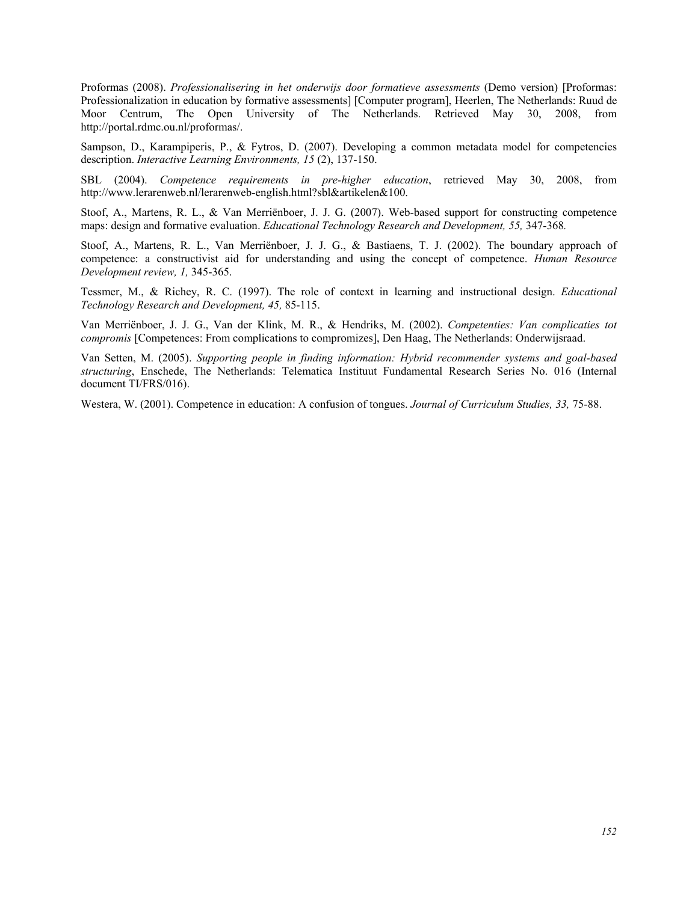Proformas (2008). *Professionalisering in het onderwijs door formatieve assessments* (Demo version) [Proformas: Professionalization in education by formative assessments] [Computer program], Heerlen, The Netherlands: Ruud de Moor Centrum, The Open University of The Netherlands. Retrieved May 30, 2008, from http://portal.rdmc.ou.nl/proformas/.

Sampson, D., Karampiperis, P., & Fytros, D. (2007). Developing a common metadata model for competencies description. *Interactive Learning Environments, 15* (2), 137-150.

SBL (2004). *Competence requirements in pre-higher education*, retrieved May 30, 2008, from http://www.lerarenweb.nl/lerarenweb-english.html?sbl&artikelen&100.

Stoof, A., Martens, R. L., & Van Merriënboer, J. J. G. (2007). Web-based support for constructing competence maps: design and formative evaluation. *Educational Technology Research and Development, 55,* 347-368.

Stoof, A., Martens, R. L., Van Merriënboer, J. J. G., & Bastiaens, T. J. (2002). The boundary approach of competence: a constructivist aid for understanding and using the concept of competence. *Human Resource Development review, 1,* 345-365.

Tessmer, M., & Richey, R. C. (1997). The role of context in learning and instructional design. *Educational Technology Research and Development, 45,* 85-115.

Van Merriënboer, J. J. G., Van der Klink, M. R., & Hendriks, M. (2002). *Competenties: Van complicaties tot compromis* [Competences: From complications to compromizes], Den Haag, The Netherlands: Onderwijsraad.

Van Setten, M. (2005). *Supporting people in finding information: Hybrid recommender systems and goal-based structuring*, Enschede, The Netherlands: Telematica Instituut Fundamental Research Series No. 016 (Internal document TI/FRS/016).

Westera, W. (2001). Competence in education: A confusion of tongues. *Journal of Curriculum Studies, 33,* 75-88.